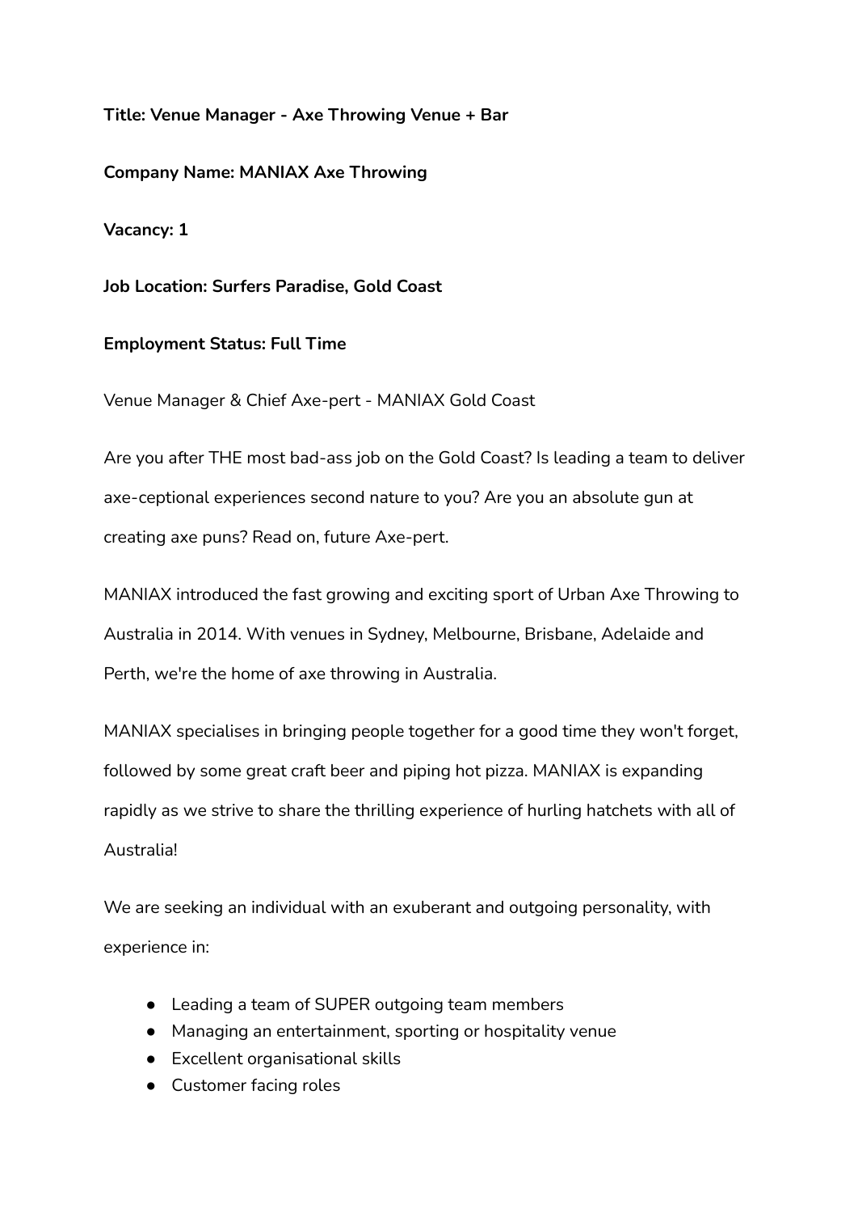**Title: Venue Manager - Axe Throwing Venue + Bar**

**Company Name: MANIAX Axe Throwing**

**Vacancy: 1**

**Job Location: Surfers Paradise, Gold Coast**

**Employment Status: Full Time**

Venue Manager & Chief Axe-pert - MANIAX Gold Coast

Are you after THE most bad-ass job on the Gold Coast? Is leading a team to deliver axe-ceptional experiences second nature to you? Are you an absolute gun at creating axe puns? Read on, future Axe-pert.

MANIAX introduced the fast growing and exciting sport of Urban Axe Throwing to Australia in 2014. With venues in Sydney, Melbourne, Brisbane, Adelaide and Perth, we're the home of axe throwing in Australia.

MANIAX specialises in bringing people together for a good time they won't forget, followed by some great craft beer and piping hot pizza. MANIAX is expanding rapidly as we strive to share the thrilling experience of hurling hatchets with all of Australia!

We are seeking an individual with an exuberant and outgoing personality, with experience in:

- Leading a team of SUPER outgoing team members
- Managing an entertainment, sporting or hospitality venue
- Excellent organisational skills
- Customer facing roles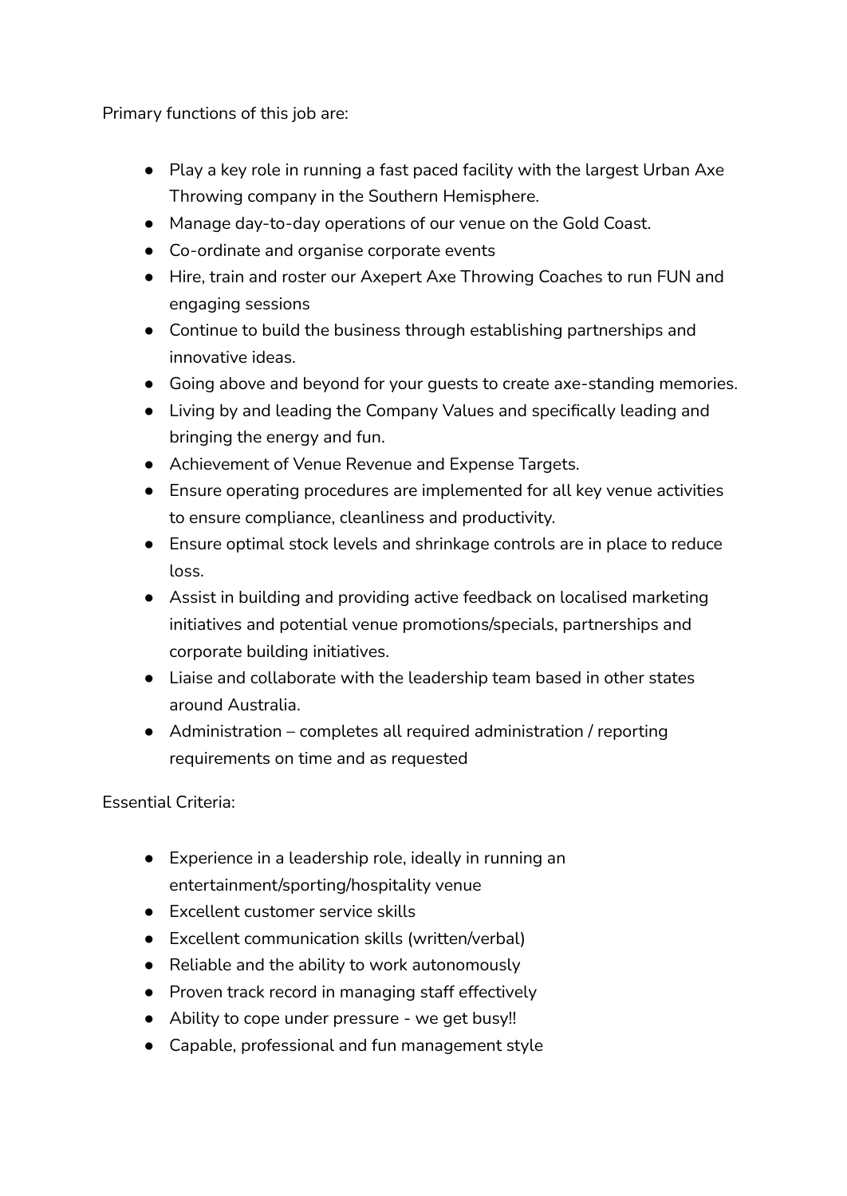Primary functions of this job are:

- Play a key role in running a fast paced facility with the largest Urban Axe Throwing company in the Southern Hemisphere.
- Manage day-to-day operations of our venue on the Gold Coast.
- Co-ordinate and organise corporate events
- Hire, train and roster our Axepert Axe Throwing Coaches to run FUN and engaging sessions
- Continue to build the business through establishing partnerships and innovative ideas.
- Going above and beyond for your guests to create axe-standing memories.
- Living by and leading the Company Values and specifically leading and bringing the energy and fun.
- Achievement of Venue Revenue and Expense Targets.
- Ensure operating procedures are implemented for all key venue activities to ensure compliance, cleanliness and productivity.
- Ensure optimal stock levels and shrinkage controls are in place to reduce loss.
- Assist in building and providing active feedback on localised marketing initiatives and potential venue promotions/specials, partnerships and corporate building initiatives.
- Liaise and collaborate with the leadership team based in other states around Australia.
- Administration – completes all required administration / reporting requirements on time and as requested

Essential Criteria:

- Experience in a leadership role, ideally in running an entertainment/sporting/hospitality venue
- Excellent customer service skills
- Excellent communication skills (written/verbal)
- Reliable and the ability to work autonomously
- Proven track record in managing staff effectively
- Ability to cope under pressure - we get busy!!
- Capable, professional and fun management style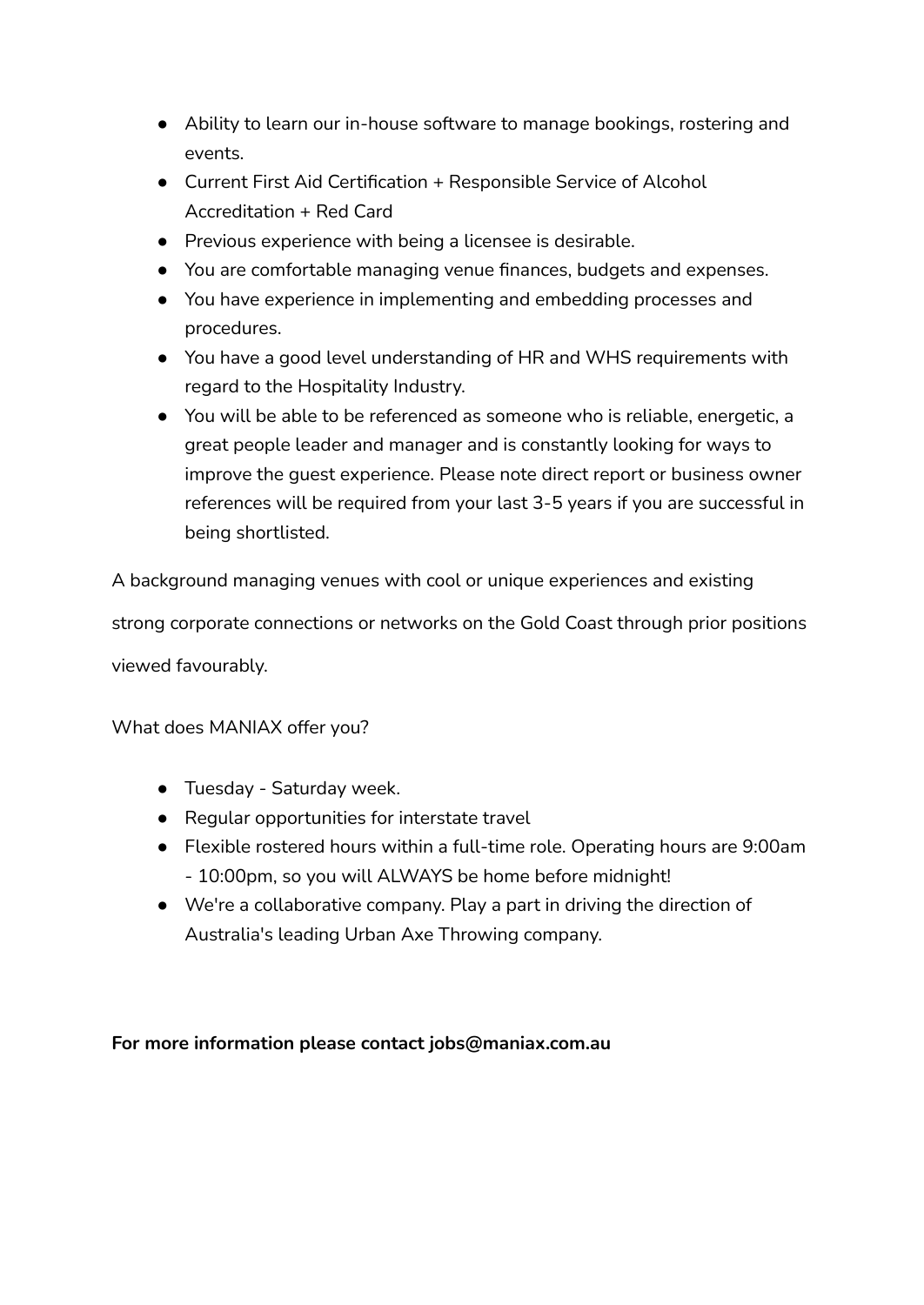- Ability to learn our in-house software to manage bookings, rostering and events.
- Current First Aid Certification + Responsible Service of Alcohol Accreditation + Red Card
- Previous experience with being a licensee is desirable.
- You are comfortable managing venue finances, budgets and expenses.
- You have experience in implementing and embedding processes and procedures.
- You have a good level understanding of HR and WHS requirements with regard to the Hospitality Industry.
- You will be able to be referenced as someone who is reliable, energetic, a great people leader and manager and is constantly looking for ways to improve the guest experience. Please note direct report or business owner references will be required from your last 3-5 years if you are successful in being shortlisted.

A background managing venues with cool or unique experiences and existing strong corporate connections or networks on the Gold Coast through prior positions viewed favourably.

What does MANIAX offer you?

- Tuesday - Saturday week.
- Regular opportunities for interstate travel
- Flexible rostered hours within a full-time role. Operating hours are 9:00am - 10:00pm, so you will ALWAYS be home before midnight!
- We're a collaborative company. Play a part in driving the direction of Australia's leading Urban Axe Throwing company.

**For more information please contact jobs@maniax.com.au**